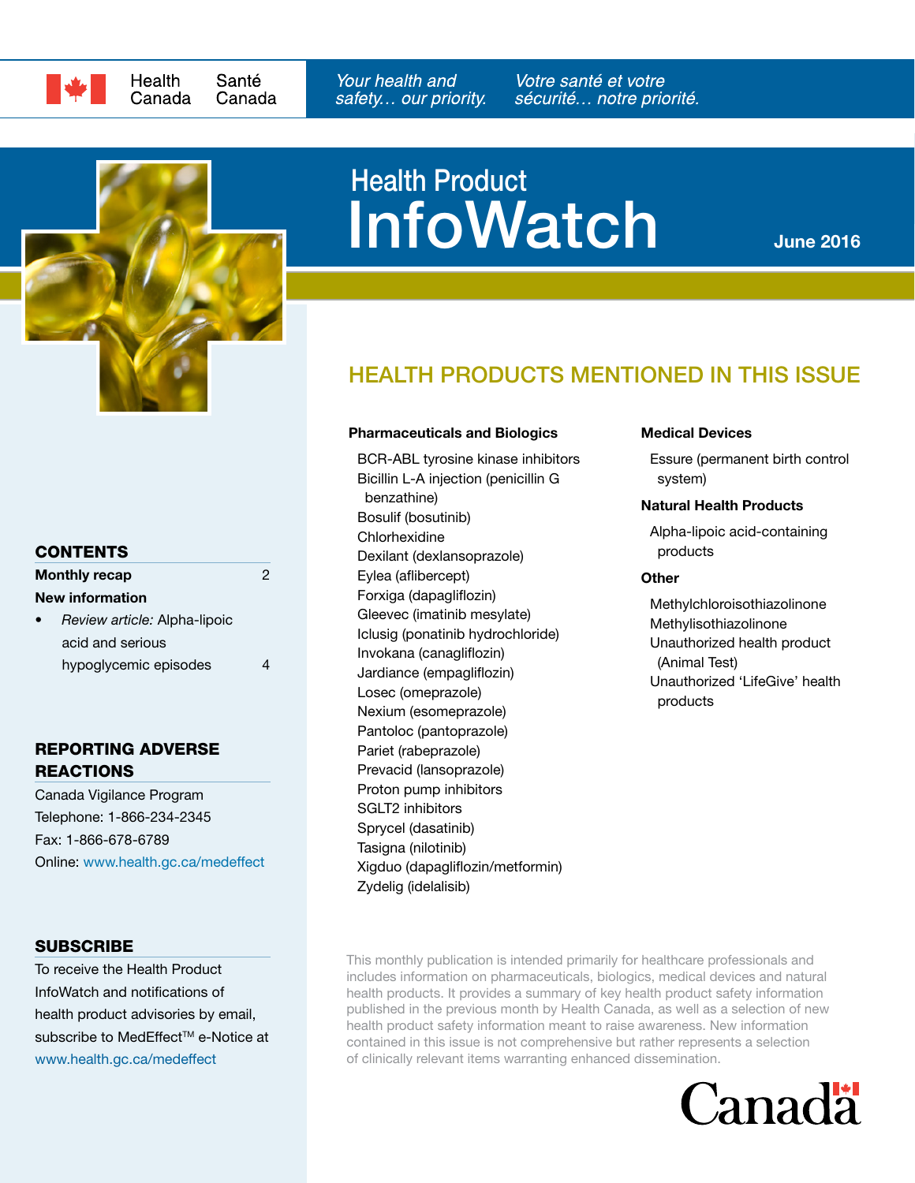Health Canada Santé Canada

*Your health and safety… our priority.* *Votre santé et votre sécurité… notre priorité.*

# Health Product InfoWatch

**June 2016**

## HEALTH PRODUCTS MENTIONED IN THIS ISSUE

**Pharmaceuticals and Biologics**

- BCR-ABL tyrosine kinase inhibitors
- Bicillin L-A injection (penicillin G benzathine)
- Bosulif (bosutinib)
- Chlorhexidine
- Dexilant (dexlansoprazole)
- Eylea (aflibercept)
- Forxiga (dapagliflozin)
- Gleevec (imatinib mesylate)
- Iclusig (ponatinib hydrochloride)
- Invokana (canagliflozin)
- Jardiance (empagliflozin)
- Losec (omeprazole)
- Nexium (esomeprazole)
- Pantoloc (pantoprazole)
- Pariet (rabeprazole)
- Prevacid (lansoprazole)
- Proton pump inhibitors
- SGLT2 inhibitors
- Sprycel (dasatinib)
- Tasigna (nilotinib)
- Xigduo (dapagliflozin/metformin)
- Zydelig (idelalisib)

**Medical Devices**

- Essure (permanent birth control system)

**Natural Health Products**

- Alpha-lipoic acid-containing products

**Other**

- Methylchloroisothiazolinone
- Methylisothiazolinone
- Unauthorized health product (Animal Test)
- Unauthorized 'LifeGive' health products

This monthly publication is intended primarily for healthcare professionals and includes information on pharmaceuticals, biologics, medical devices and natural health products. It provides a summary of key health product safety information published in the previous month by Health Canada, as well as a selection of new health product safety information meant to raise awareness. New information contained in this issue is not comprehensive but rather represents a selection of clinically relevant items warranting enhanced dissemination.

## CONTENTS

| | |
|---|---|
| **Monthly recap** | 2 |
| **New information** | |
| • *Review article:* Alpha-lipoic acid and serious hypoglycemic episodes | 4 |

## REPORTING ADVERSE REACTIONS

Canada Vigilance Program
Telephone: 1-866-234-2345
Fax: 1-866-678-6789
Online: www.health.gc.ca/medeffect

## SUBSCRIBE

To receive the Health Product InfoWatch and notifications of health product advisories by email, subscribe to MedEffect™ e-Notice at www.health.gc.ca/medeffect

Canada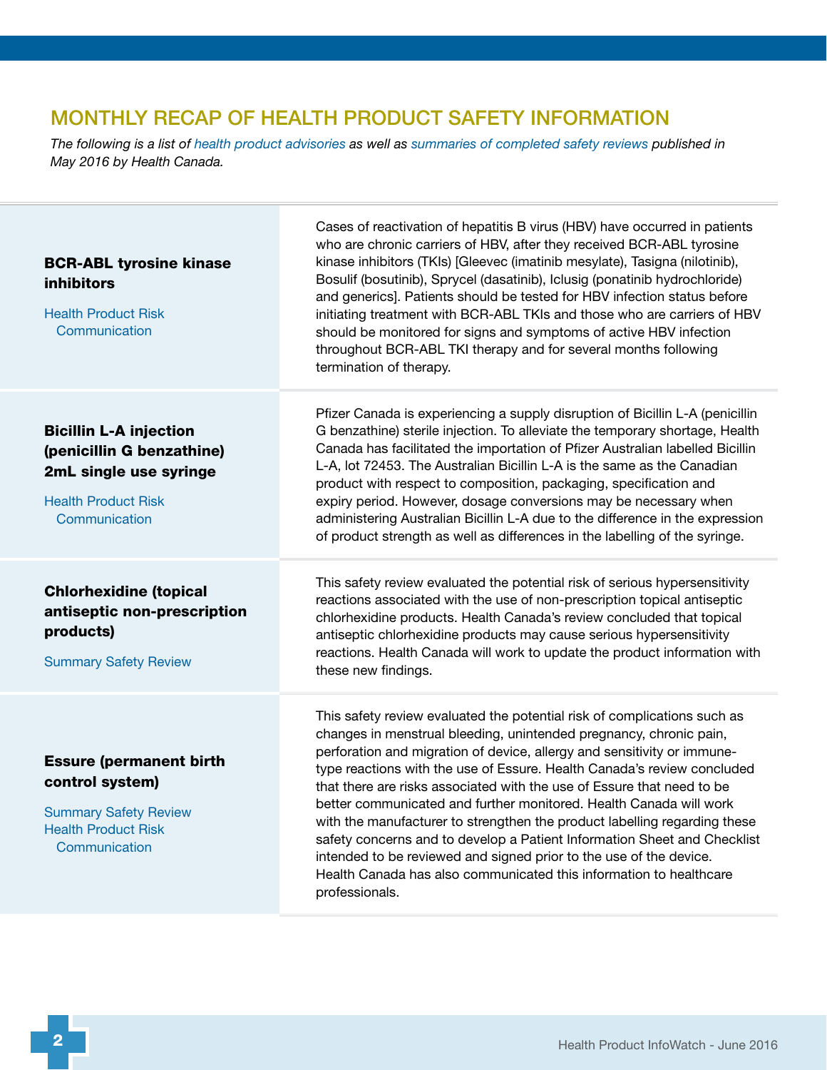## MONTHLY RECAP OF HEALTH PRODUCT SAFETY INFORMATION

*The following is a list of health product advisories as well as summaries of completed safety reviews published in May 2016 by Health Canada.*

| | |
|---|---|
| **BCR-ABL tyrosine kinase inhibitors**<br><br>Health Product Risk Communication | Cases of reactivation of hepatitis B virus (HBV) have occurred in patients who are chronic carriers of HBV, after they received BCR-ABL tyrosine kinase inhibitors (TKIs) [Gleevec (imatinib mesylate), Tasigna (nilotinib), Bosulif (bosutinib), Sprycel (dasatinib), Iclusig (ponatinib hydrochloride) and generics]. Patients should be tested for HBV infection status before initiating treatment with BCR-ABL TKIs and those who are carriers of HBV should be monitored for signs and symptoms of active HBV infection throughout BCR-ABL TKI therapy and for several months following termination of therapy. |
| **Bicillin L-A injection (penicillin G benzathine) 2mL single use syringe**<br><br>Health Product Risk Communication | Pfizer Canada is experiencing a supply disruption of Bicillin L-A (penicillin G benzathine) sterile injection. To alleviate the temporary shortage, Health Canada has facilitated the importation of Pfizer Australian labelled Bicillin L-A, lot 72453. The Australian Bicillin L-A is the same as the Canadian product with respect to composition, packaging, specification and expiry period. However, dosage conversions may be necessary when administering Australian Bicillin L-A due to the difference in the expression of product strength as well as differences in the labelling of the syringe. |
| **Chlorhexidine (topical antiseptic non-prescription products)**<br><br>Summary Safety Review | This safety review evaluated the potential risk of serious hypersensitivity reactions associated with the use of non-prescription topical antiseptic chlorhexidine products. Health Canada's review concluded that topical antiseptic chlorhexidine products may cause serious hypersensitivity reactions. Health Canada will work to update the product information with these new findings. |
| **Essure (permanent birth control system)**<br><br>Summary Safety Review<br>Health Product Risk Communication | This safety review evaluated the potential risk of complications such as changes in menstrual bleeding, unintended pregnancy, chronic pain, perforation and migration of device, allergy and sensitivity or immune-type reactions with the use of Essure. Health Canada's review concluded that there are risks associated with the use of Essure that need to be better communicated and further monitored. Health Canada will work with the manufacturer to strengthen the product labelling regarding these safety concerns and to develop a Patient Information Sheet and Checklist intended to be reviewed and signed prior to the use of the device. Health Canada has also communicated this information to healthcare professionals. |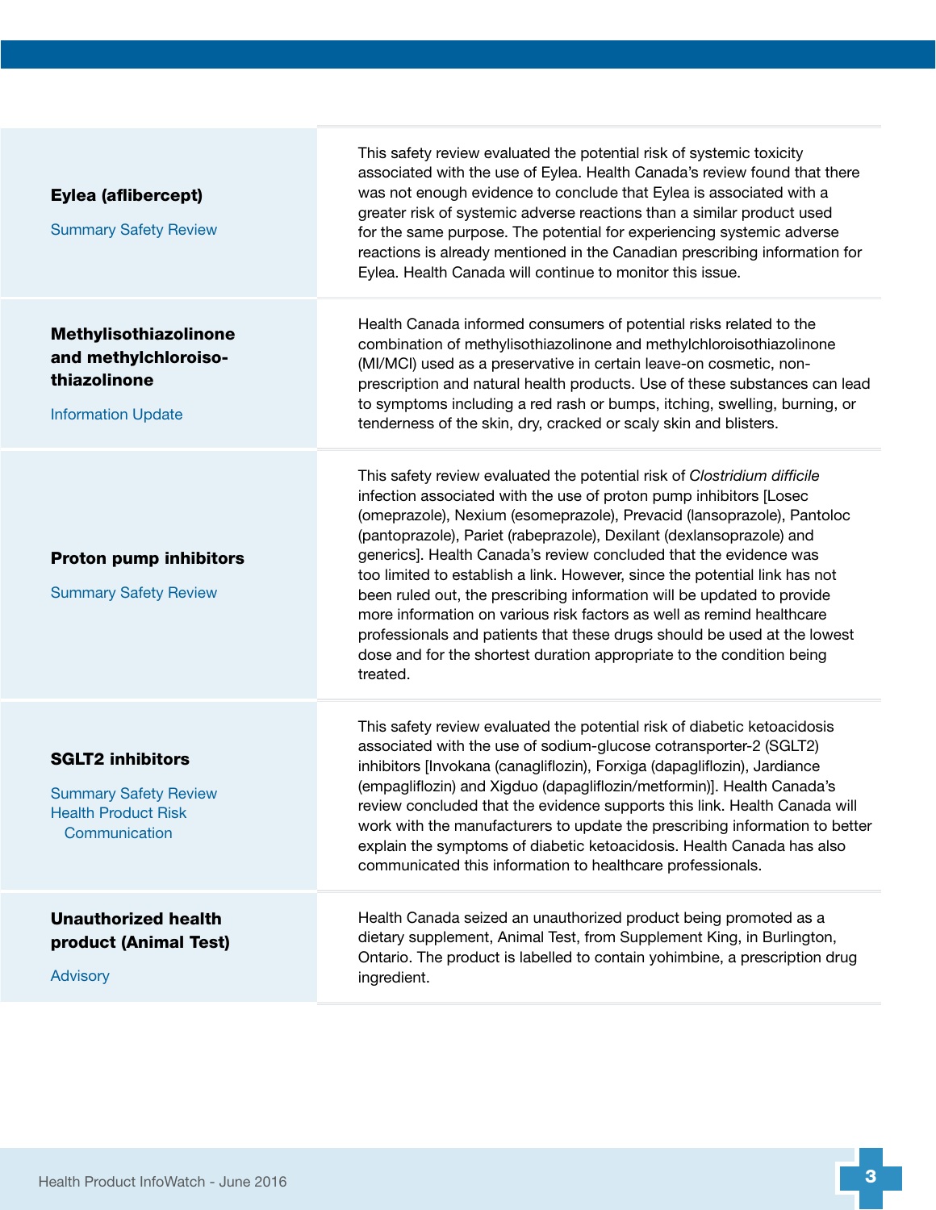| | |
|---|---|
| **Eylea (aflibercept)**<br><br>Summary Safety Review | This safety review evaluated the potential risk of systemic toxicity associated with the use of Eylea. Health Canada's review found that there was not enough evidence to conclude that Eylea is associated with a greater risk of systemic adverse reactions than a similar product used for the same purpose. The potential for experiencing systemic adverse reactions is already mentioned in the Canadian prescribing information for Eylea. Health Canada will continue to monitor this issue. |
| **Methylisothiazolinone and methylchloroiso-thiazolinone**<br><br>Information Update | Health Canada informed consumers of potential risks related to the combination of methylisothiazolinone and methylchloroisothiazolinone (MI/MCI) used as a preservative in certain leave-on cosmetic, non-prescription and natural health products. Use of these substances can lead to symptoms including a red rash or bumps, itching, swelling, burning, or tenderness of the skin, dry, cracked or scaly skin and blisters. |
| **Proton pump inhibitors**<br><br>Summary Safety Review | This safety review evaluated the potential risk of *Clostridium difficile* infection associated with the use of proton pump inhibitors [Losec (omeprazole), Nexium (esomeprazole), Prevacid (lansoprazole), Pantoloc (pantoprazole), Pariet (rabeprazole), Dexilant (dexlansoprazole) and generics]. Health Canada's review concluded that the evidence was too limited to establish a link. However, since the potential link has not been ruled out, the prescribing information will be updated to provide more information on various risk factors as well as remind healthcare professionals and patients that these drugs should be used at the lowest dose and for the shortest duration appropriate to the condition being treated. |
| **SGLT2 inhibitors**<br><br>Summary Safety Review<br>Health Product Risk Communication | This safety review evaluated the potential risk of diabetic ketoacidosis associated with the use of sodium-glucose cotransporter-2 (SGLT2) inhibitors [Invokana (canagliflozin), Forxiga (dapagliflozin), Jardiance (empagliflozin) and Xigduo (dapagliflozin/metformin)]. Health Canada's review concluded that the evidence supports this link. Health Canada will work with the manufacturers to update the prescribing information to better explain the symptoms of diabetic ketoacidosis. Health Canada has also communicated this information to healthcare professionals. |
| **Unauthorized health product (Animal Test)**<br><br>Advisory | Health Canada seized an unauthorized product being promoted as a dietary supplement, Animal Test, from Supplement King, in Burlington, Ontario. The product is labelled to contain yohimbine, a prescription drug ingredient. |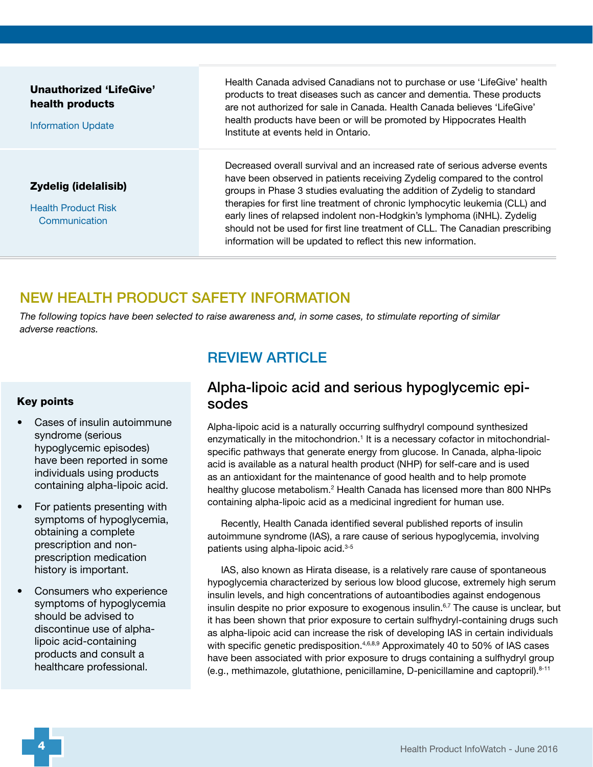| | |
|---|---|
| **Unauthorized 'LifeGive' health products**<br>Information Update | Health Canada advised Canadians not to purchase or use 'LifeGive' health products to treat diseases such as cancer and dementia. These products are not authorized for sale in Canada. Health Canada believes 'LifeGive' health products have been or will be promoted by Hippocrates Health Institute at events held in Ontario. |
| **Zydelig (idelalisib)**<br>Health Product Risk Communication | Decreased overall survival and an increased rate of serious adverse events have been observed in patients receiving Zydelig compared to the control groups in Phase 3 studies evaluating the addition of Zydelig to standard therapies for first line treatment of chronic lymphocytic leukemia (CLL) and early lines of relapsed indolent non-Hodgkin's lymphoma (iNHL). Zydelig should not be used for first line treatment of CLL. The Canadian prescribing information will be updated to reflect this new information. |

## NEW HEALTH PRODUCT SAFETY INFORMATION

*The following topics have been selected to raise awareness and, in some cases, to stimulate reporting of similar adverse reactions.*

## REVIEW ARTICLE

### Alpha-lipoic acid and serious hypoglycemic episodes

**Key points**

- Cases of insulin autoimmune syndrome (serious hypoglycemic episodes) have been reported in some individuals using products containing alpha-lipoic acid.
- For patients presenting with symptoms of hypoglycemia, obtaining a complete prescription and non-prescription medication history is important.
- Consumers who experience symptoms of hypoglycemia should be advised to discontinue use of alpha-lipoic acid-containing products and consult a healthcare professional.

Alpha-lipoic acid is a naturally occurring sulfhydryl compound synthesized enzymatically in the mitochondrion.[1] It is a necessary cofactor in mitochondrial-specific pathways that generate energy from glucose. In Canada, alpha-lipoic acid is available as a natural health product (NHP) for self-care and is used as an antioxidant for the maintenance of good health and to help promote healthy glucose metabolism.[2] Health Canada has licensed more than 800 NHPs containing alpha-lipoic acid as a medicinal ingredient for human use.

Recently, Health Canada identified several published reports of insulin autoimmune syndrome (IAS), a rare cause of serious hypoglycemia, involving patients using alpha-lipoic acid.[3-5]

IAS, also known as Hirata disease, is a relatively rare cause of spontaneous hypoglycemia characterized by serious low blood glucose, extremely high serum insulin levels, and high concentrations of autoantibodies against endogenous insulin despite no prior exposure to exogenous insulin.[6,7] The cause is unclear, but it has been shown that prior exposure to certain sulfhydryl-containing drugs such as alpha-lipoic acid can increase the risk of developing IAS in certain individuals with specific genetic predisposition.[4,6,8,9] Approximately 40 to 50% of IAS cases have been associated with prior exposure to drugs containing a sulfhydryl group (e.g., methimazole, glutathione, penicillamine, D-penicillamine and captopril).[8-11]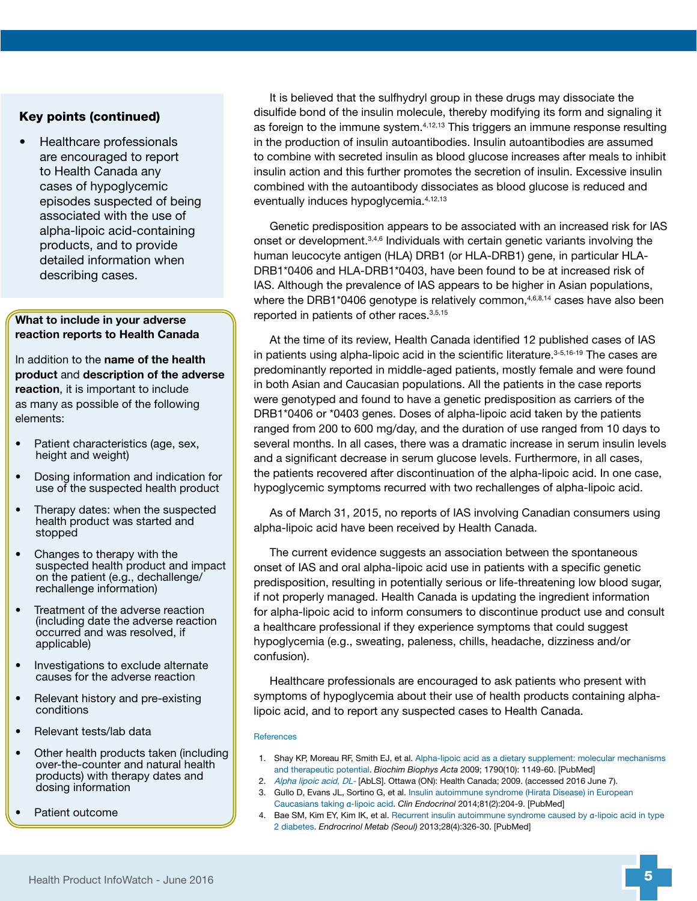### Key points (continued)

- Healthcare professionals are encouraged to report to Health Canada any cases of hypoglycemic episodes suspected of being associated with the use of alpha-lipoic acid-containing products, and to provide detailed information when describing cases.

**What to include in your adverse reaction reports to Health Canada**

In addition to the **name of the health product** and **description of the adverse reaction**, it is important to include as many as possible of the following elements:

- Patient characteristics (age, sex, height and weight)
- Dosing information and indication for use of the suspected health product
- Therapy dates: when the suspected health product was started and stopped
- Changes to therapy with the suspected health product and impact on the patient (e.g., dechallenge/ rechallenge information)
- Treatment of the adverse reaction (including date the adverse reaction occurred and was resolved, if applicable)
- Investigations to exclude alternate causes for the adverse reaction
- Relevant history and pre-existing conditions
- Relevant tests/lab data
- Other health products taken (including over-the-counter and natural health products) with therapy dates and dosing information
- Patient outcome

It is believed that the sulfhydryl group in these drugs may dissociate the disulfide bond of the insulin molecule, thereby modifying its form and signaling it as foreign to the immune system.[4,12,13] This triggers an immune response resulting in the production of insulin autoantibodies. Insulin autoantibodies are assumed to combine with secreted insulin as blood glucose increases after meals to inhibit insulin action and this further promotes the secretion of insulin. Excessive insulin combined with the autoantibody dissociates as blood glucose is reduced and eventually induces hypoglycemia.[4,12,13]

Genetic predisposition appears to be associated with an increased risk for IAS onset or development.[3,4,6] Individuals with certain genetic variants involving the human leucocyte antigen (HLA) DRB1 (or HLA-DRB1) gene, in particular HLA-DRB1*0406 and HLA-DRB1*0403, have been found to be at increased risk of IAS. Although the prevalence of IAS appears to be higher in Asian populations, where the DRB1*0406 genotype is relatively common,[4,6,8,14] cases have also been reported in patients of other races.[3,5,15]

At the time of its review, Health Canada identified 12 published cases of IAS in patients using alpha-lipoic acid in the scientific literature.[3-5,16-19] The cases are predominantly reported in middle-aged patients, mostly female and were found in both Asian and Caucasian populations. All the patients in the case reports were genotyped and found to have a genetic predisposition as carriers of the DRB1*0406 or *0403 genes. Doses of alpha-lipoic acid taken by the patients ranged from 200 to 600 mg/day, and the duration of use ranged from 10 days to several months. In all cases, there was a dramatic increase in serum insulin levels and a significant decrease in serum glucose levels. Furthermore, in all cases, the patients recovered after discontinuation of the alpha-lipoic acid. In one case, hypoglycemic symptoms recurred with two rechallenges of alpha-lipoic acid.

As of March 31, 2015, no reports of IAS involving Canadian consumers using alpha-lipoic acid have been received by Health Canada.

The current evidence suggests an association between the spontaneous onset of IAS and oral alpha-lipoic acid use in patients with a specific genetic predisposition, resulting in potentially serious or life-threatening low blood sugar, if not properly managed. Health Canada is updating the ingredient information for alpha-lipoic acid to inform consumers to discontinue product use and consult a healthcare professional if they experience symptoms that could suggest hypoglycemia (e.g., sweating, paleness, chills, headache, dizziness and/or confusion).

Healthcare professionals are encouraged to ask patients who present with symptoms of hypoglycemia about their use of health products containing alpha-lipoic acid, and to report any suspected cases to Health Canada.

#### References

1. Shay KP, Moreau RF, Smith EJ, et al. Alpha-lipoic acid as a dietary supplement: molecular mechanisms and therapeutic potential. *Biochim Biophys Acta* 2009; 1790(10): 1149-60. [PubMed]
2. *Alpha lipoic acid, DL-* [AbLS]. Ottawa (ON): Health Canada; 2009. (accessed 2016 June 7).
3. Gullo D, Evans JL, Sortino G, et al. Insulin autoimmune syndrome (Hirata Disease) in European Caucasians taking α-lipoic acid. *Clin Endocrinol* 2014;81(2):204-9. [PubMed]
4. Bae SM, Kim EY, Kim IK, et al. Recurrent insulin autoimmune syndrome caused by α-lipoic acid in type 2 diabetes. *Endrocrinol Metab (Seoul)* 2013;28(4):326-30. [PubMed]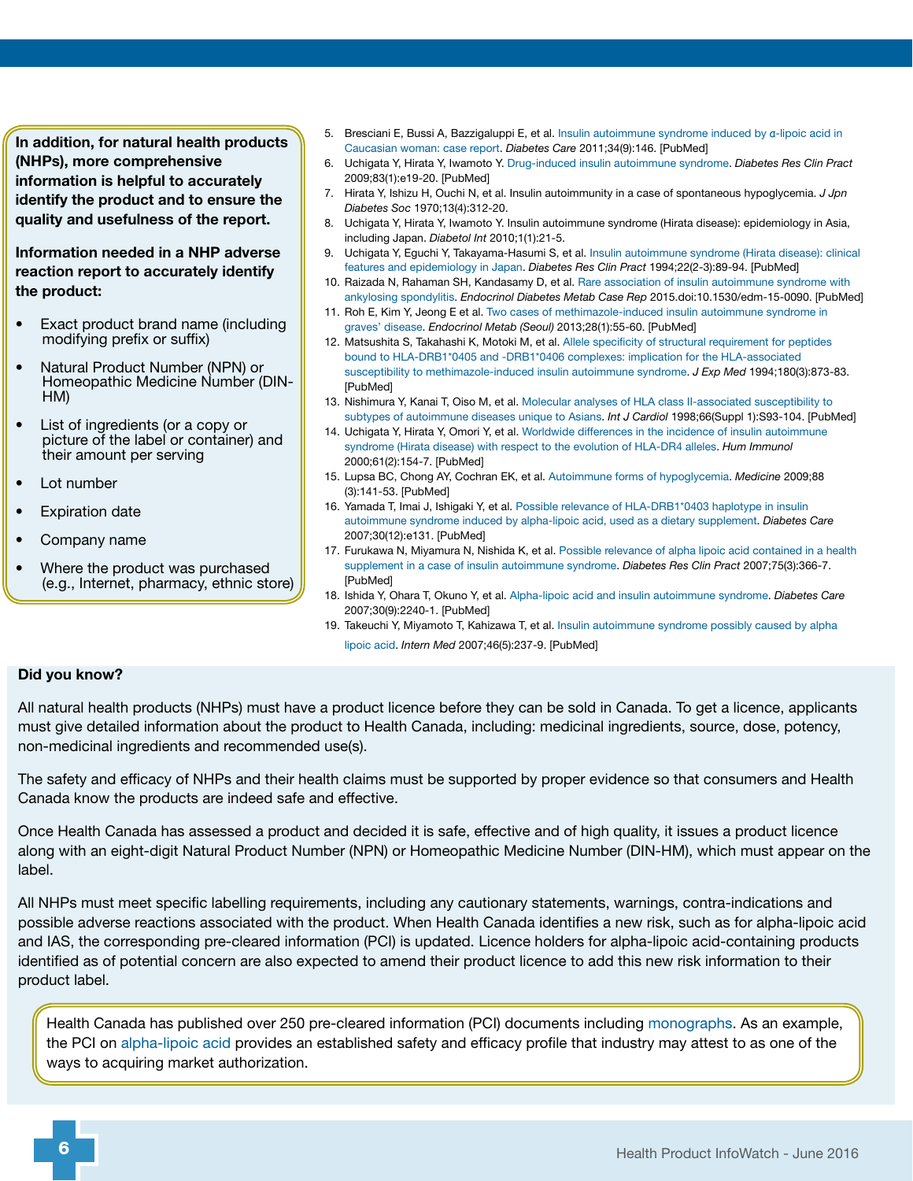**In addition, for natural health products (NHPs), more comprehensive information is helpful to accurately identify the product and to ensure the quality and usefulness of the report.**

**Information needed in a NHP adverse reaction report to accurately identify the product:**

- Exact product brand name (including modifying prefix or suffix)
- Natural Product Number (NPN) or Homeopathic Medicine Number (DIN-HM)
- List of ingredients (or a copy or picture of the label or container) and their amount per serving
- Lot number
- Expiration date
- Company name
- Where the product was purchased (e.g., Internet, pharmacy, ethnic store)

5. Bresciani E, Bussi A, Bazzigaluppi E, et al. Insulin autoimmune syndrome induced by α-lipoic acid in Caucasian woman: case report. *Diabetes Care* 2011;34(9):146. [PubMed]
6. Uchigata Y, Hirata Y, Iwamoto Y. Drug-induced insulin autoimmune syndrome. *Diabetes Res Clin Pract* 2009;83(1):e19-20. [PubMed]
7. Hirata Y, Ishizu H, Ouchi N, et al. Insulin autoimmunity in a case of spontaneous hypoglycemia. *J Jpn Diabetes Soc* 1970;13(4):312-20.
8. Uchigata Y, Hirata Y, Iwamoto Y. Insulin autoimmune syndrome (Hirata disease): epidemiology in Asia, including Japan. *Diabetol Int* 2010;1(1):21-5.
9. Uchigata Y, Eguchi Y, Takayama-Hasumi S, et al. Insulin autoimmune syndrome (Hirata disease): clinical features and epidemiology in Japan. *Diabetes Res Clin Pract* 1994;22(2-3):89-94. [PubMed]
10. Raizada N, Rahaman SH, Kandasamy D, et al. Rare association of insulin autoimmune syndrome with ankylosing spondylitis. *Endocrinol Diabetes Metab Case Rep* 2015.doi:10.1530/edm-15-0090. [PubMed]
11. Roh E, Kim Y, Jeong E et al. Two cases of methimazole-induced insulin autoimmune syndrome in graves' disease. *Endocrinol Metab (Seoul)* 2013;28(1):55-60. [PubMed]
12. Matsushita S, Takahashi K, Motoki M, et al. Allele specificity of structural requirement for peptides bound to HLA-DRB1*0405 and -DRB1*0406 complexes: implication for the HLA-associated susceptibility to methimazole-induced insulin autoimmune syndrome. *J Exp Med* 1994;180(3):873-83. [PubMed]
13. Nishimura Y, Kanai T, Oiso M, et al. Molecular analyses of HLA class II-associated susceptibility to subtypes of autoimmune diseases unique to Asians. *Int J Cardiol* 1998;66(Suppl 1):S93-104. [PubMed]
14. Uchigata Y, Hirata Y, Omori Y, et al. Worldwide differences in the incidence of insulin autoimmune syndrome (Hirata disease) with respect to the evolution of HLA-DR4 alleles. *Hum Immunol* 2000;61(2):154-7. [PubMed]
15. Lupsa BC, Chong AY, Cochran EK, et al. Autoimmune forms of hypoglycemia. *Medicine* 2009;88 (3):141-53. [PubMed]
16. Yamada T, Imai J, Ishigaki Y, et al. Possible relevance of HLA-DRB1*0403 haplotype in insulin autoimmune syndrome induced by alpha-lipoic acid, used as a dietary supplement. *Diabetes Care* 2007;30(12):e131. [PubMed]
17. Furukawa N, Miyamura N, Nishida K, et al. Possible relevance of alpha lipoic acid contained in a health supplement in a case of insulin autoimmune syndrome. *Diabetes Res Clin Pract* 2007;75(3):366-7. [PubMed]
18. Ishida Y, Ohara T, Okuno Y, et al. Alpha-lipoic acid and insulin autoimmune syndrome. *Diabetes Care* 2007;30(9):2240-1. [PubMed]
19. Takeuchi Y, Miyamoto T, Kahizawa T, et al. Insulin autoimmune syndrome possibly caused by alpha lipoic acid. *Intern Med* 2007;46(5):237-9. [PubMed]

**Did you know?**

All natural health products (NHPs) must have a product licence before they can be sold in Canada. To get a licence, applicants must give detailed information about the product to Health Canada, including: medicinal ingredients, source, dose, potency, non-medicinal ingredients and recommended use(s).

The safety and efficacy of NHPs and their health claims must be supported by proper evidence so that consumers and Health Canada know the products are indeed safe and effective.

Once Health Canada has assessed a product and decided it is safe, effective and of high quality, it issues a product licence along with an eight-digit Natural Product Number (NPN) or Homeopathic Medicine Number (DIN-HM), which must appear on the label.

All NHPs must meet specific labelling requirements, including any cautionary statements, warnings, contra-indications and possible adverse reactions associated with the product. When Health Canada identifies a new risk, such as for alpha-lipoic acid and IAS, the corresponding pre-cleared information (PCI) is updated. Licence holders for alpha-lipoic acid-containing products identified as of potential concern are also expected to amend their product licence to add this new risk information to their product label.

Health Canada has published over 250 pre-cleared information (PCI) documents including monographs. As an example, the PCI on alpha-lipoic acid provides an established safety and efficacy profile that industry may attest to as one of the ways to acquiring market authorization.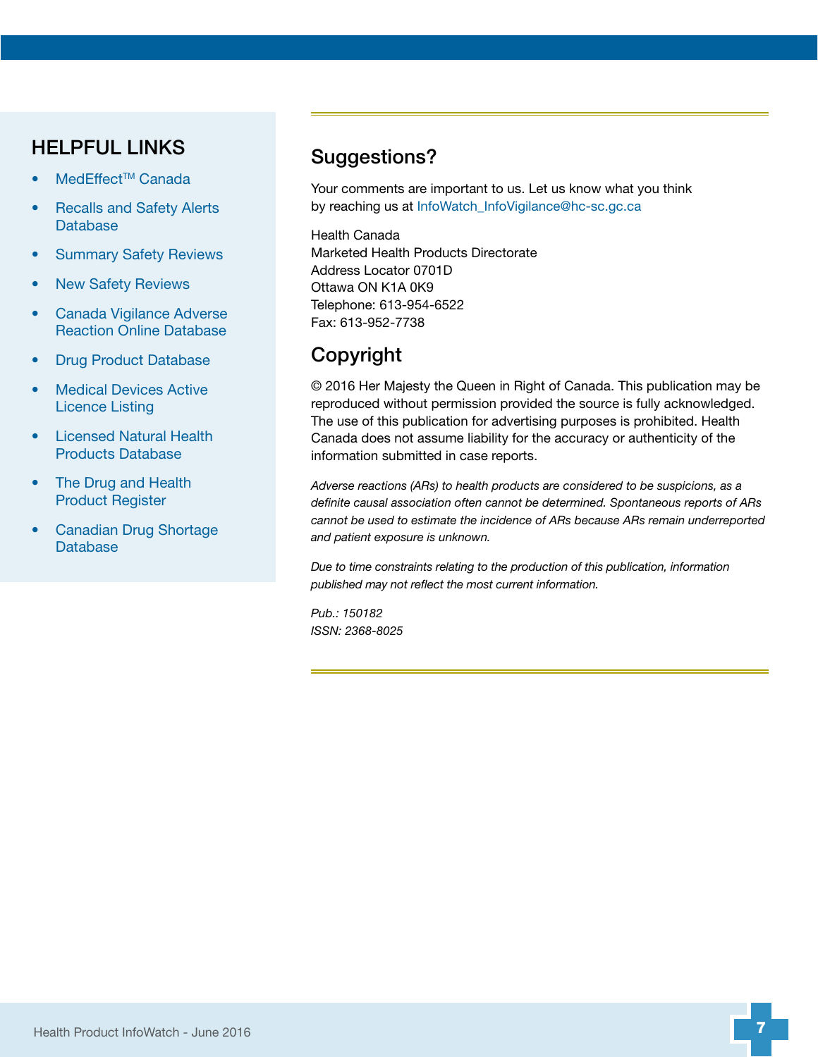## HELPFUL LINKS

- MedEffect™ Canada
- Recalls and Safety Alerts Database
- Summary Safety Reviews
- New Safety Reviews
- Canada Vigilance Adverse Reaction Online Database
- Drug Product Database
- Medical Devices Active Licence Listing
- Licensed Natural Health Products Database
- The Drug and Health Product Register
- Canadian Drug Shortage Database

## Suggestions?

Your comments are important to us. Let us know what you think by reaching us at InfoWatch_InfoVigilance@hc-sc.gc.ca

Health Canada
Marketed Health Products Directorate
Address Locator 0701D
Ottawa ON K1A 0K9
Telephone: 613-954-6522
Fax: 613-952-7738

## Copyright

© 2016 Her Majesty the Queen in Right of Canada. This publication may be reproduced without permission provided the source is fully acknowledged. The use of this publication for advertising purposes is prohibited. Health Canada does not assume liability for the accuracy or authenticity of the information submitted in case reports.

*Adverse reactions (ARs) to health products are considered to be suspicions, as a definite causal association often cannot be determined. Spontaneous reports of ARs cannot be used to estimate the incidence of ARs because ARs remain underreported and patient exposure is unknown.*

*Due to time constraints relating to the production of this publication, information published may not reflect the most current information.*

*Pub.: 150182*
*ISSN: 2368-8025*